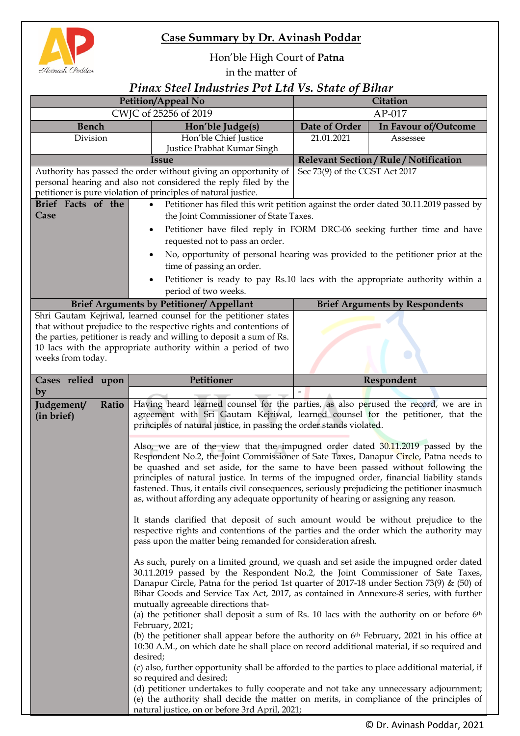# Case Summary by Dr. Avinash Poddar

Hon'ble High Court of **Patna**

in the matter of

## *Pinax Steel Industries Pvt Ltd Vs. State of Bihar*

| Petition/Appeal No | | Citation | |
|---|---|---|---|
| CWJC of 25256 of 2019 | | AP-017 | |
| **Bench** | **Hon'ble Judge(s)** | **Date of Order** | **In Favour of/Outcome** |
| Division | Hon'ble Chief Justice<br>Justice Prabhat Kumar Singh | 21.01.2021 | Assessee |

| Issue | Relevant Section / Rule / Notification |
|---|---|
| Authority has passed the order without giving an opportunity of personal hearing and also not considered the reply filed by the petitioner is pure violation of principles of natural justice. | Sec 73(9) of the CGST Act 2017 |

**Brief Facts of the Case**

- Petitioner has filed this writ petition against the order dated 30.11.2019 passed by the Joint Commissioner of State Taxes.
- Petitioner have filed reply in FORM DRC-06 seeking further time and have requested not to pass an order.
- No, opportunity of personal hearing was provided to the petitioner prior at the time of passing an order.
- Petitioner is ready to pay Rs.10 lacs with the appropriate authority within a period of two weeks.

| Brief Arguments by Petitioner/ Appellant | Brief Arguments by Respondents |
|---|---|
| Shri Gautam Kejriwal, learned counsel for the petitioner states that without prejudice to the respective rights and contentions of the parties, petitioner is ready and willing to deposit a sum of Rs. 10 lacs with the appropriate authority within a period of two weeks from today. | |

| Cases relied upon by | Petitioner | Respondent |
|---|---|---|
| | | - |

**Judgement/ Ratio (in brief)**

Having heard learned counsel for the parties, as also perused the record, we are in agreement with Sri Gautam Kejriwal, learned counsel for the petitioner, that the principles of natural justice, in passing the order stands violated.

Also, we are of the view that the impugned order dated 30.11.2019 passed by the Respondent No.2, the Joint Commissioner of Sate Taxes, Danapur Circle, Patna needs to be quashed and set aside, for the same to have been passed without following the principles of natural justice. In terms of the impugned order, financial liability stands fastened. Thus, it entails civil consequences, seriously prejudicing the petitioner inasmuch as, without affording any adequate opportunity of hearing or assigning any reason.

It stands clarified that deposit of such amount would be without prejudice to the respective rights and contentions of the parties and the order which the authority may pass upon the matter being remanded for consideration afresh.

As such, purely on a limited ground, we quash and set aside the impugned order dated 30.11.2019 passed by the Respondent No.2, the Joint Commissioner of Sate Taxes, Danapur Circle, Patna for the period 1st quarter of 2017-18 under Section 73(9) & (50) of Bihar Goods and Service Tax Act, 2017, as contained in Annexure-8 series, with further mutually agreeable directions that-

(a) the petitioner shall deposit a sum of Rs. 10 lacs with the authority on or before 6th February, 2021;

(b) the petitioner shall appear before the authority on 6th February, 2021 in his office at 10:30 A.M., on which date he shall place on record additional material, if so required and desired;

(c) also, further opportunity shall be afforded to the parties to place additional material, if so required and desired;

(d) petitioner undertakes to fully cooperate and not take any unnecessary adjournment;

(e) the authority shall decide the matter on merits, in compliance of the principles of natural justice, on or before 3rd April, 2021;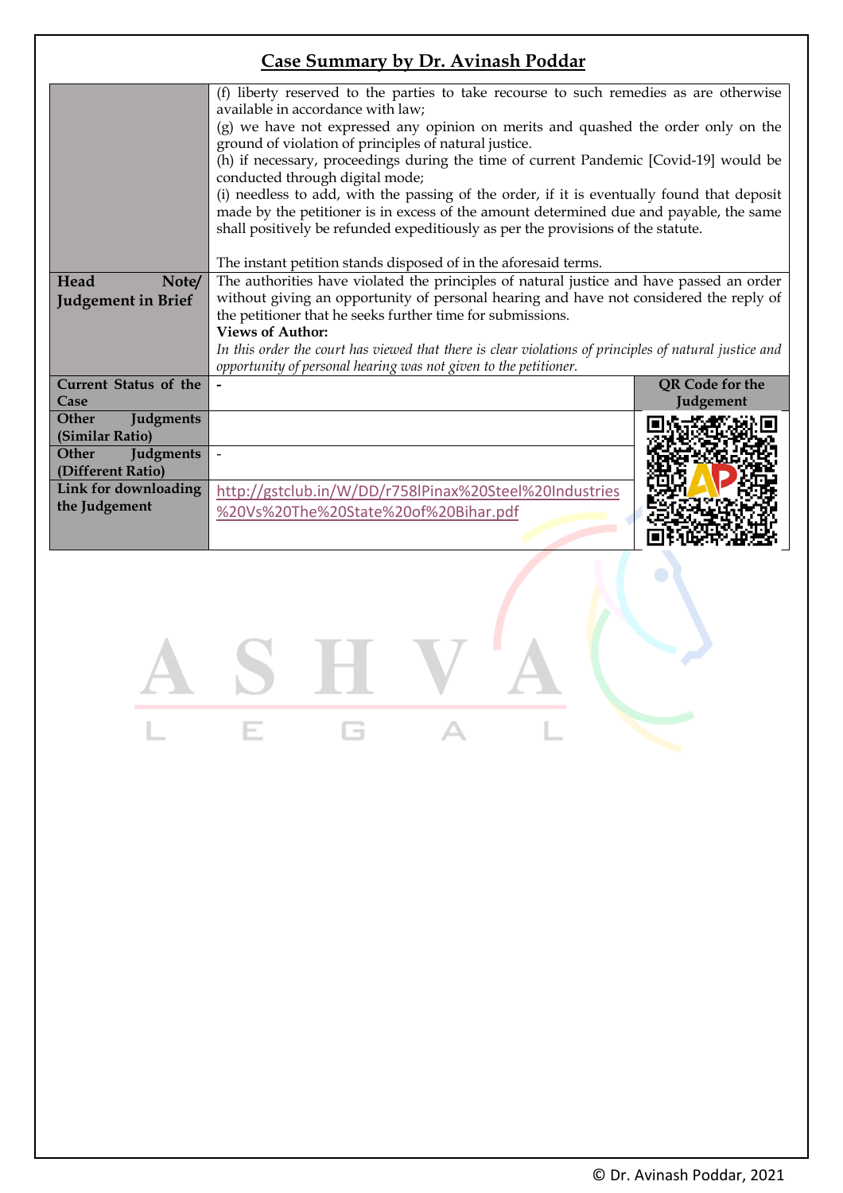## Case Summary by Dr. Avinash Poddar

| | | |
|---|---|---|
| | (f) liberty reserved to the parties to take recourse to such remedies as are otherwise available in accordance with law;<br>(g) we have not expressed any opinion on merits and quashed the order only on the ground of violation of principles of natural justice.<br>(h) if necessary, proceedings during the time of current Pandemic [Covid-19] would be conducted through digital mode;<br>(i) needless to add, with the passing of the order, if it is eventually found that deposit made by the petitioner is in excess of the amount determined due and payable, the same shall positively be refunded expeditiously as per the provisions of the statute.<br><br>The instant petition stands disposed of in the aforesaid terms. | |
| **Head Note/ Judgement in Brief** | The authorities have violated the principles of natural justice and have passed an order without giving an opportunity of personal hearing and have not considered the reply of the petitioner that he seeks further time for submissions.<br>**Views of Author:**<br>*In this order the court has viewed that there is clear violations of principles of natural justice and opportunity of personal hearing was not given to the petitioner.* | |
| **Current Status of the Case** | - | **QR Code for the Judgement** |
| **Other Judgments (Similar Ratio)** | | |
| **Other Judgments (Different Ratio)** | - | |
| **Link for downloading the Judgement** | http://gstclub.in/W/DD/r758lPinax%20Steel%20Industries%20Vs%20The%20State%20of%20Bihar.pdf | |

© Dr. Avinash Poddar, 2021